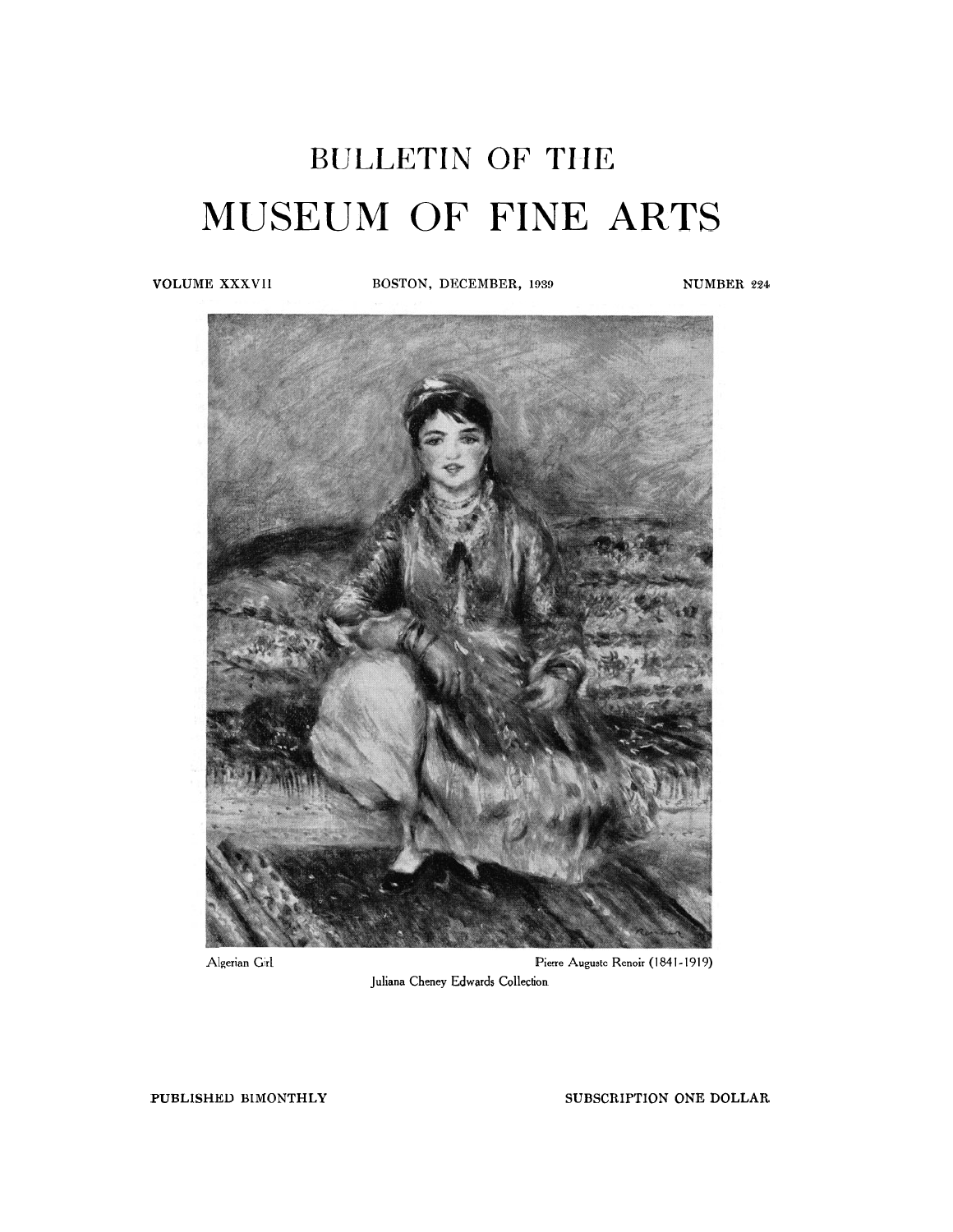# BULLETIN OF THE

# MUSEUM OF FINE ARTS

VOLUME XXXVII | BOSTON, DECEMBER, 1939 | NUMBER 224

Algerian Girl — Pierre Auguste Renoir (1841-1919)

Juliana Cheney Edwards Collection

PUBLISHED BIMONTHLY — SUBSCRIPTION ONE DOLLAR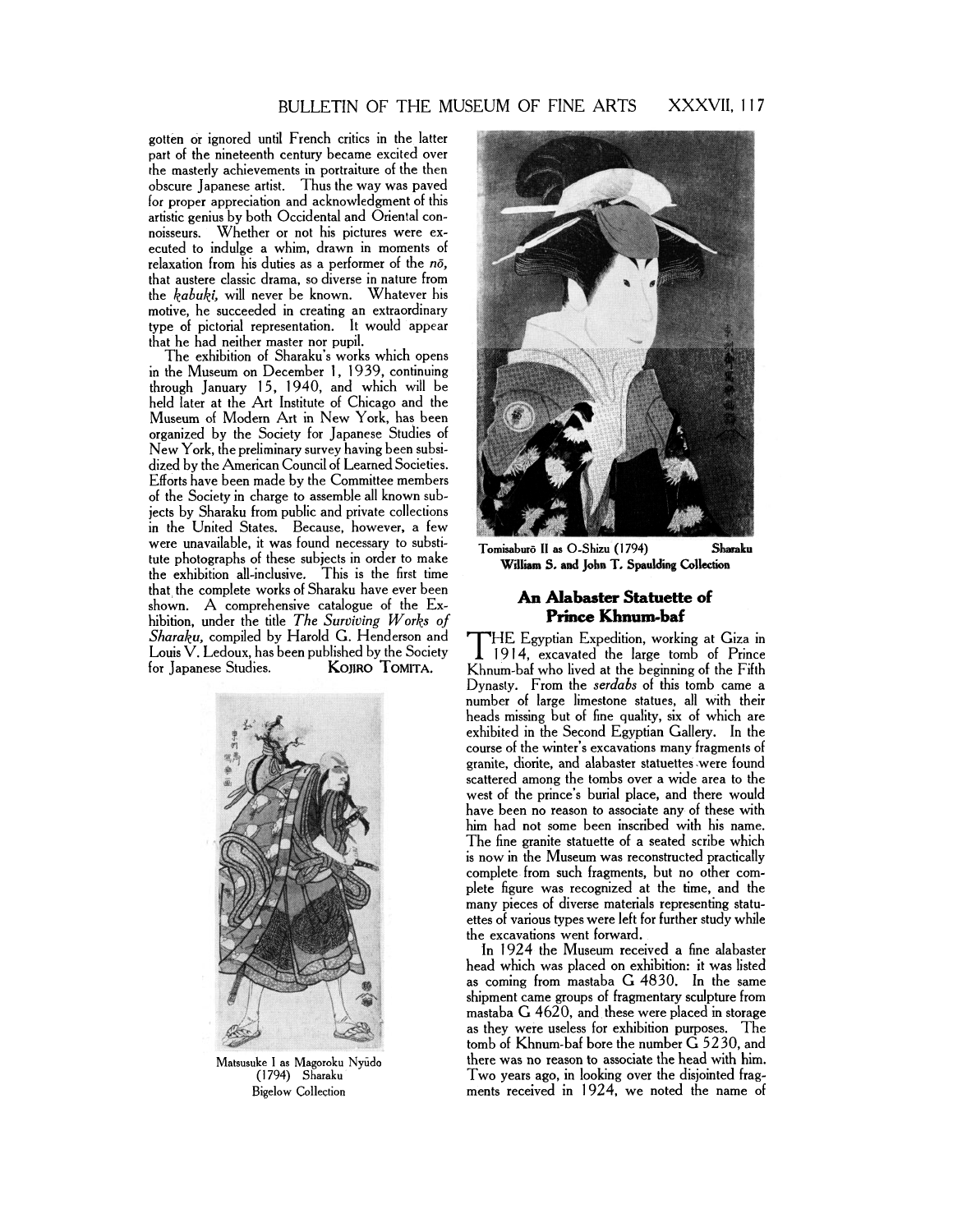gotten or ignored until French critics in the latter part of the nineteenth century became excited over the masterly achievements in portraiture of the then obscure Japanese artist. Thus the way was paved for proper appreciation and acknowledgment of this artistic genius by both Occidental and Oriental connoisseurs. Whether or not his pictures were executed to indulge a whim, drawn in moments of relaxation from his duties as a performer of the *nō*, that austere classic drama, so diverse in nature from the *kabuki*, will never be known. Whatever his motive, he succeeded in creating an extraordinary type of pictorial representation. It would appear that he had neither master nor pupil.

The exhibition of Sharaku's works which opens in the Museum on December 1, 1939, continuing through January 15, 1940, and which will be held later at the Art Institute of Chicago and the Museum of Modern Art in New York, has been organized by the Society for Japanese Studies of New York, the preliminary survey having been subsidized by the American Council of Learned Societies. Efforts have been made by the Committee members of the Society in charge to assemble all known subjects by Sharaku from public and private collections in the United States. Because, however, a few were unavailable, it was found necessary to substitute photographs of these subjects in order to make the exhibition all-inclusive. This is the first time that the complete works of Sharaku have ever been shown. A comprehensive catalogue of the Exhibition, under the title *The Surviving Works of Sharaku*, compiled by Harold G. Henderson and Louis V. Ledoux, has been published by the Society for Japanese Studies. KOJIRO TOMITA.

Matsusuke I as Magoroku Nyūdo (1794) Sharaku
Bigelow Collection

Tomisaburō II as O-Shizu (1794) Sharaku
**William S. and John T. Spaulding Collection**

## An Alabaster Statuette of Prince Khnum-baf

THE Egyptian Expedition, working at Giza in 1914, excavated the large tomb of Prince Khnum-baf who lived at the beginning of the Fifth Dynasty. From the *serdabs* of this tomb came a number of large limestone statues, all with their heads missing but of fine quality, six of which are exhibited in the Second Egyptian Gallery. In the course of the winter's excavations many fragments of granite, diorite, and alabaster statuettes were found scattered among the tombs over a wide area to the west of the prince's burial place, and there would have been no reason to associate any of these with him had not some been inscribed with his name. The fine granite statuette of a seated scribe which is now in the Museum was reconstructed practically complete from such fragments, but no other complete figure was recognized at the time, and the many pieces of diverse materials representing statuettes of various types were left for further study while the excavations went forward.

In 1924 the Museum received a fine alabaster head which was placed on exhibition: it was listed as coming from mastaba G 4830. In the same shipment came groups of fragmentary sculpture from mastaba G 4620, and these were placed in storage as they were useless for exhibition purposes. The tomb of Khnum-baf bore the number G 5230, and there was no reason to associate the head with him. Two years ago, in looking over the disjointed fragments received in 1924, we noted the name of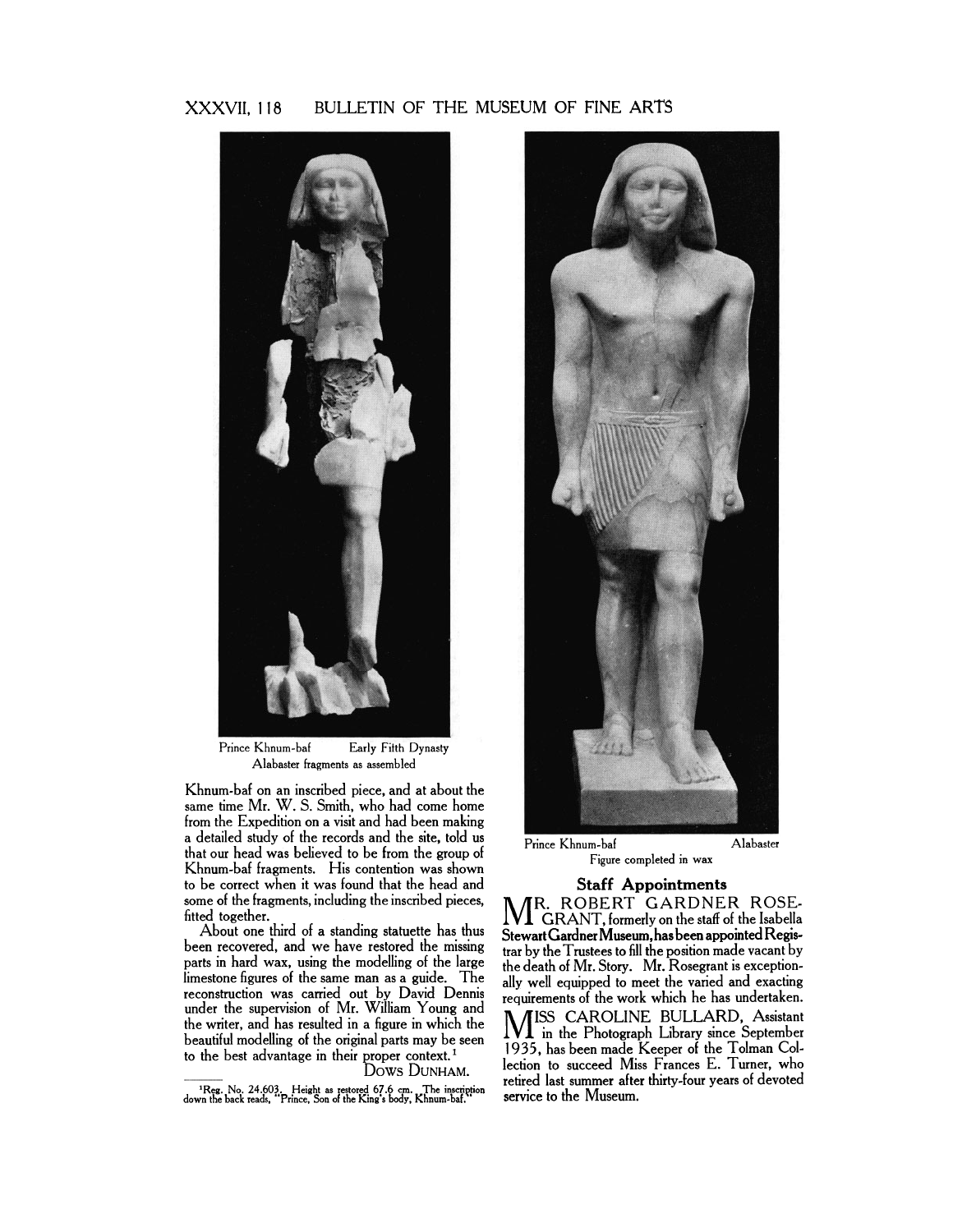Prince Khnum-baf Early Fifth Dynasty
Alabaster fragments as assembled

Khnum-baf on an inscribed piece, and at about the same time Mr. W. S. Smith, who had come home from the Expedition on a visit and had been making a detailed study of the records and the site, told us that our head was believed to be from the group of Khnum-baf fragments. His contention was shown to be correct when it was found that the head and some of the fragments, including the inscribed pieces, fitted together.

About one third of a standing statuette has thus been recovered, and we have restored the missing parts in hard wax, using the modelling of the large limestone figures of the same man as a guide. The reconstruction was carried out by David Dennis under the supervision of Mr. William Young and the writer, and has resulted in a figure in which the beautiful modelling of the original parts may be seen to the best advantage in their proper context.[1]

DOWS DUNHAM.

[1] Reg. No. 24.603. Height as restored 67.6 cm. The inscription down the back reads, "Prince, Son of the King's body, Khnum-baf."

Prince Khnum-baf Alabaster
Figure completed in wax

## Staff Appointments

MR. ROBERT GARDNER ROSEGRANT, formerly on the staff of the Isabella Stewart Gardner Museum, has been appointed Registrar by the Trustees to fill the position made vacant by the death of Mr. Story. Mr. Rosegrant is exceptionally well equipped to meet the varied and exacting requirements of the work which he has undertaken.

MISS CAROLINE BULLARD, Assistant in the Photograph Library since September 1935, has been made Keeper of the Tolman Collection to succeed Miss Frances E. Turner, who retired last summer after thirty-four years of devoted service to the Museum.